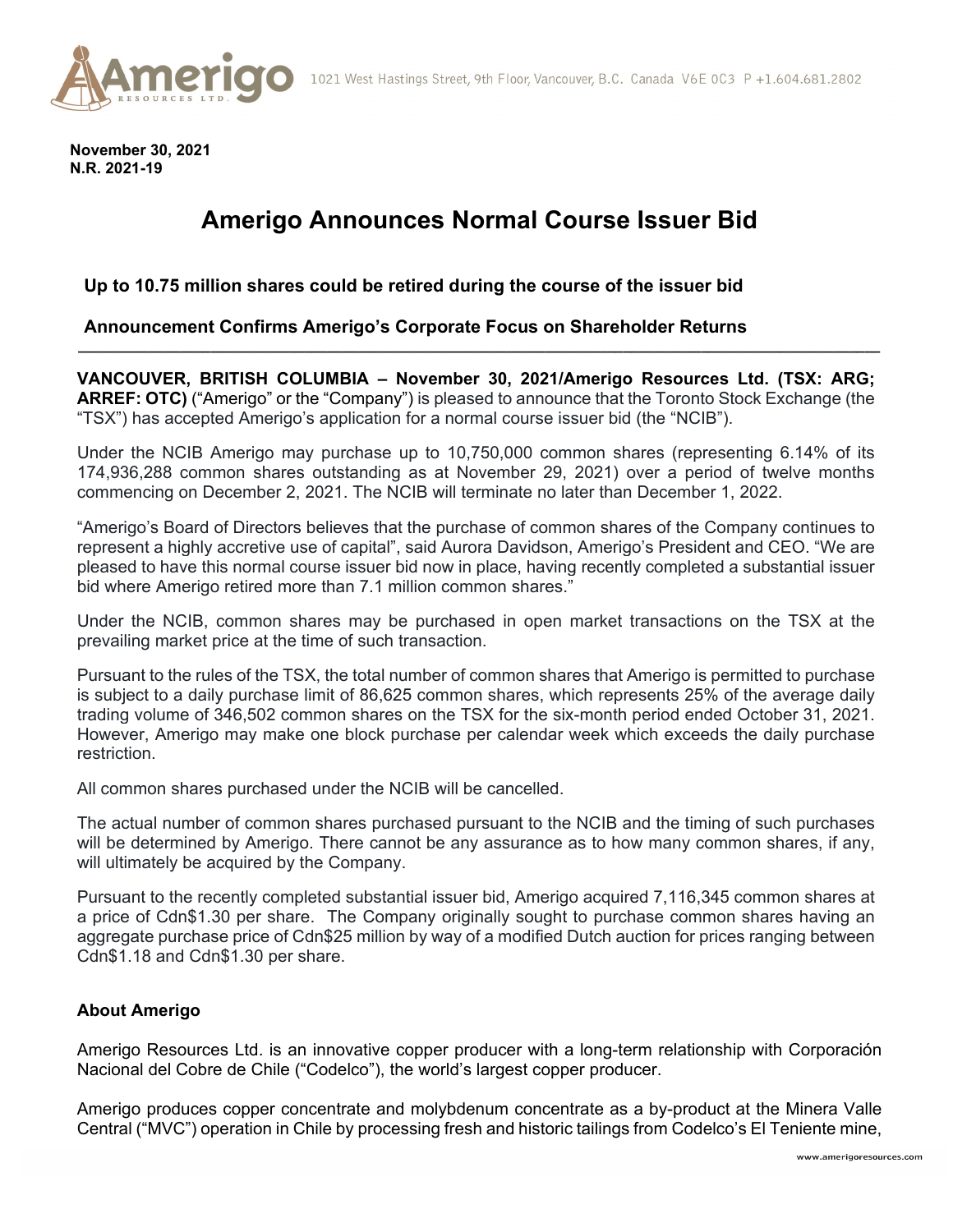November 30, 2021
N.R. 2021-19

# Amerigo Announces Normal Course Issuer Bid

**Up to 10.75 million shares could be retired during the course of the issuer bid**

**Announcement Confirms Amerigo's Corporate Focus on Shareholder Returns**

---

**VANCOUVER, BRITISH COLUMBIA – November 30, 2021/Amerigo Resources Ltd. (TSX: ARG; ARREF: OTC)** ("Amerigo" or the "Company") is pleased to announce that the Toronto Stock Exchange (the "TSX") has accepted Amerigo's application for a normal course issuer bid (the "NCIB").

Under the NCIB Amerigo may purchase up to 10,750,000 common shares (representing 6.14% of its 174,936,288 common shares outstanding as at November 29, 2021) over a period of twelve months commencing on December 2, 2021. The NCIB will terminate no later than December 1, 2022.

"Amerigo's Board of Directors believes that the purchase of common shares of the Company continues to represent a highly accretive use of capital", said Aurora Davidson, Amerigo's President and CEO. "We are pleased to have this normal course issuer bid now in place, having recently completed a substantial issuer bid where Amerigo retired more than 7.1 million common shares."

Under the NCIB, common shares may be purchased in open market transactions on the TSX at the prevailing market price at the time of such transaction.

Pursuant to the rules of the TSX, the total number of common shares that Amerigo is permitted to purchase is subject to a daily purchase limit of 86,625 common shares, which represents 25% of the average daily trading volume of 346,502 common shares on the TSX for the six-month period ended October 31, 2021. However, Amerigo may make one block purchase per calendar week which exceeds the daily purchase restriction.

All common shares purchased under the NCIB will be cancelled.

The actual number of common shares purchased pursuant to the NCIB and the timing of such purchases will be determined by Amerigo. There cannot be any assurance as to how many common shares, if any, will ultimately be acquired by the Company.

Pursuant to the recently completed substantial issuer bid, Amerigo acquired 7,116,345 common shares at a price of Cdn$1.30 per share. The Company originally sought to purchase common shares having an aggregate purchase price of Cdn$25 million by way of a modified Dutch auction for prices ranging between Cdn$1.18 and Cdn$1.30 per share.

## About Amerigo

Amerigo Resources Ltd. is an innovative copper producer with a long-term relationship with Corporación Nacional del Cobre de Chile ("Codelco"), the world's largest copper producer.

Amerigo produces copper concentrate and molybdenum concentrate as a by-product at the Minera Valle Central ("MVC") operation in Chile by processing fresh and historic tailings from Codelco's El Teniente mine,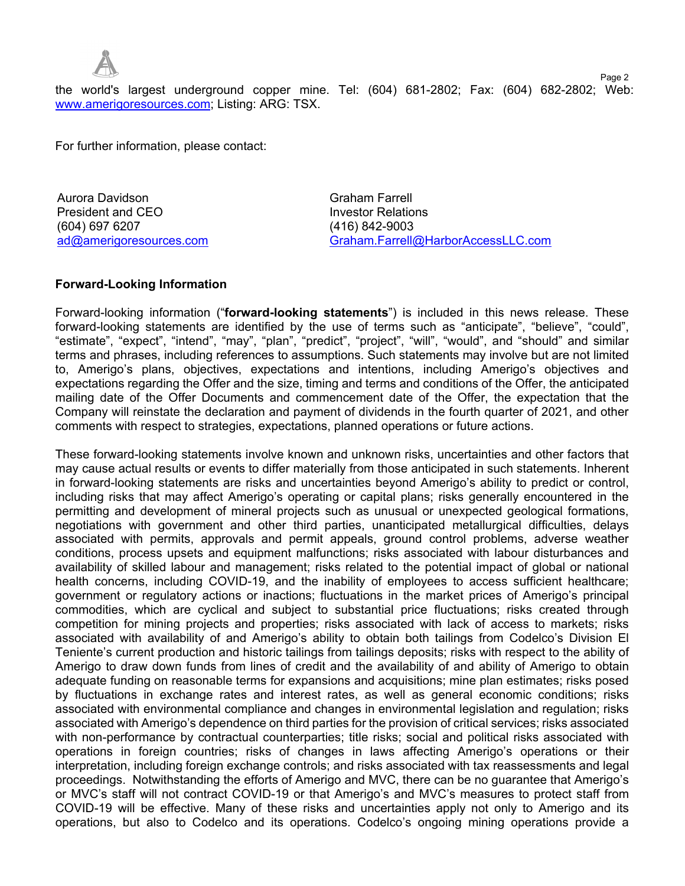the world's largest underground copper mine. Tel: (604) 681-2802; Fax: (604) 682-2802; Web: www.amerigoresources.com; Listing: ARG: TSX.

For further information, please contact:

| Aurora Davidson | Graham Farrell |
|---|---|
| President and CEO | Investor Relations |
| (604) 697 6207 | (416) 842-9003 |
| ad@amerigoresources.com | Graham.Farrell@HarborAccessLLC.com |

**Forward-Looking Information**

Forward-looking information ("**forward-looking statements**") is included in this news release. These forward-looking statements are identified by the use of terms such as "anticipate", "believe", "could", "estimate", "expect", "intend", "may", "plan", "predict", "project", "will", "would", and "should" and similar terms and phrases, including references to assumptions. Such statements may involve but are not limited to, Amerigo's plans, objectives, expectations and intentions, including Amerigo's objectives and expectations regarding the Offer and the size, timing and terms and conditions of the Offer, the anticipated mailing date of the Offer Documents and commencement date of the Offer, the expectation that the Company will reinstate the declaration and payment of dividends in the fourth quarter of 2021, and other comments with respect to strategies, expectations, planned operations or future actions.

These forward-looking statements involve known and unknown risks, uncertainties and other factors that may cause actual results or events to differ materially from those anticipated in such statements. Inherent in forward-looking statements are risks and uncertainties beyond Amerigo's ability to predict or control, including risks that may affect Amerigo's operating or capital plans; risks generally encountered in the permitting and development of mineral projects such as unusual or unexpected geological formations, negotiations with government and other third parties, unanticipated metallurgical difficulties, delays associated with permits, approvals and permit appeals, ground control problems, adverse weather conditions, process upsets and equipment malfunctions; risks associated with labour disturbances and availability of skilled labour and management; risks related to the potential impact of global or national health concerns, including COVID-19, and the inability of employees to access sufficient healthcare; government or regulatory actions or inactions; fluctuations in the market prices of Amerigo's principal commodities, which are cyclical and subject to substantial price fluctuations; risks created through competition for mining projects and properties; risks associated with lack of access to markets; risks associated with availability of and Amerigo's ability to obtain both tailings from Codelco's Division El Teniente's current production and historic tailings from tailings deposits; risks with respect to the ability of Amerigo to draw down funds from lines of credit and the availability of and ability of Amerigo to obtain adequate funding on reasonable terms for expansions and acquisitions; mine plan estimates; risks posed by fluctuations in exchange rates and interest rates, as well as general economic conditions; risks associated with environmental compliance and changes in environmental legislation and regulation; risks associated with Amerigo's dependence on third parties for the provision of critical services; risks associated with non-performance by contractual counterparties; title risks; social and political risks associated with operations in foreign countries; risks of changes in laws affecting Amerigo's operations or their interpretation, including foreign exchange controls; and risks associated with tax reassessments and legal proceedings. Notwithstanding the efforts of Amerigo and MVC, there can be no guarantee that Amerigo's or MVC's staff will not contract COVID-19 or that Amerigo's and MVC's measures to protect staff from COVID-19 will be effective. Many of these risks and uncertainties apply not only to Amerigo and its operations, but also to Codelco and its operations. Codelco's ongoing mining operations provide a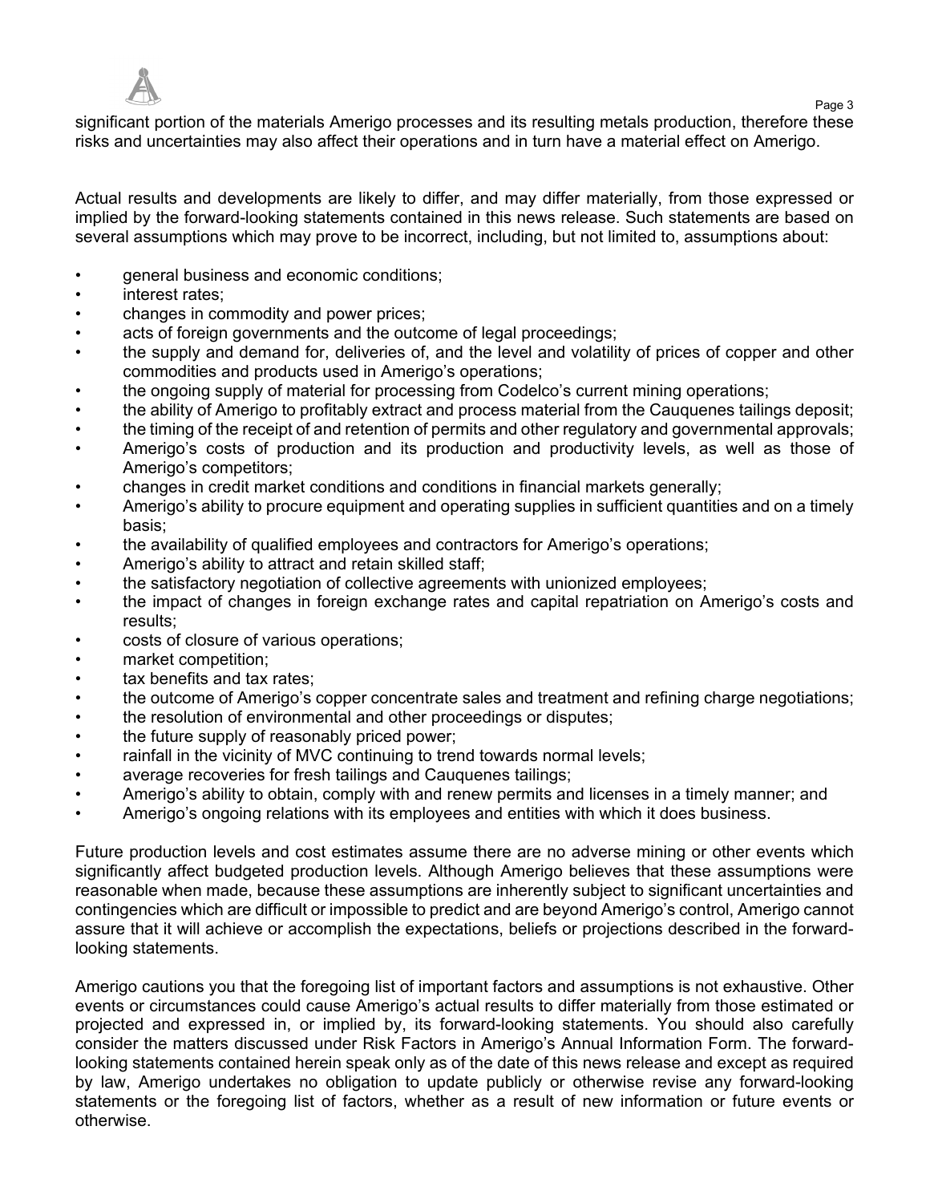significant portion of the materials Amerigo processes and its resulting metals production, therefore these risks and uncertainties may also affect their operations and in turn have a material effect on Amerigo.

Actual results and developments are likely to differ, and may differ materially, from those expressed or implied by the forward-looking statements contained in this news release. Such statements are based on several assumptions which may prove to be incorrect, including, but not limited to, assumptions about:

- general business and economic conditions;
- interest rates;
- changes in commodity and power prices;
- acts of foreign governments and the outcome of legal proceedings;
- the supply and demand for, deliveries of, and the level and volatility of prices of copper and other commodities and products used in Amerigo's operations;
- the ongoing supply of material for processing from Codelco's current mining operations;
- the ability of Amerigo to profitably extract and process material from the Cauquenes tailings deposit;
- the timing of the receipt of and retention of permits and other regulatory and governmental approvals;
- Amerigo's costs of production and its production and productivity levels, as well as those of Amerigo's competitors;
- changes in credit market conditions and conditions in financial markets generally;
- Amerigo's ability to procure equipment and operating supplies in sufficient quantities and on a timely basis;
- the availability of qualified employees and contractors for Amerigo's operations;
- Amerigo's ability to attract and retain skilled staff;
- the satisfactory negotiation of collective agreements with unionized employees;
- the impact of changes in foreign exchange rates and capital repatriation on Amerigo's costs and results;
- costs of closure of various operations;
- market competition;
- tax benefits and tax rates;
- the outcome of Amerigo's copper concentrate sales and treatment and refining charge negotiations;
- the resolution of environmental and other proceedings or disputes;
- the future supply of reasonably priced power;
- rainfall in the vicinity of MVC continuing to trend towards normal levels;
- average recoveries for fresh tailings and Cauquenes tailings;
- Amerigo's ability to obtain, comply with and renew permits and licenses in a timely manner; and
- Amerigo's ongoing relations with its employees and entities with which it does business.

Future production levels and cost estimates assume there are no adverse mining or other events which significantly affect budgeted production levels. Although Amerigo believes that these assumptions were reasonable when made, because these assumptions are inherently subject to significant uncertainties and contingencies which are difficult or impossible to predict and are beyond Amerigo's control, Amerigo cannot assure that it will achieve or accomplish the expectations, beliefs or projections described in the forward-looking statements.

Amerigo cautions you that the foregoing list of important factors and assumptions is not exhaustive. Other events or circumstances could cause Amerigo's actual results to differ materially from those estimated or projected and expressed in, or implied by, its forward-looking statements. You should also carefully consider the matters discussed under Risk Factors in Amerigo's Annual Information Form. The forward-looking statements contained herein speak only as of the date of this news release and except as required by law, Amerigo undertakes no obligation to update publicly or otherwise revise any forward-looking statements or the foregoing list of factors, whether as a result of new information or future events or otherwise.